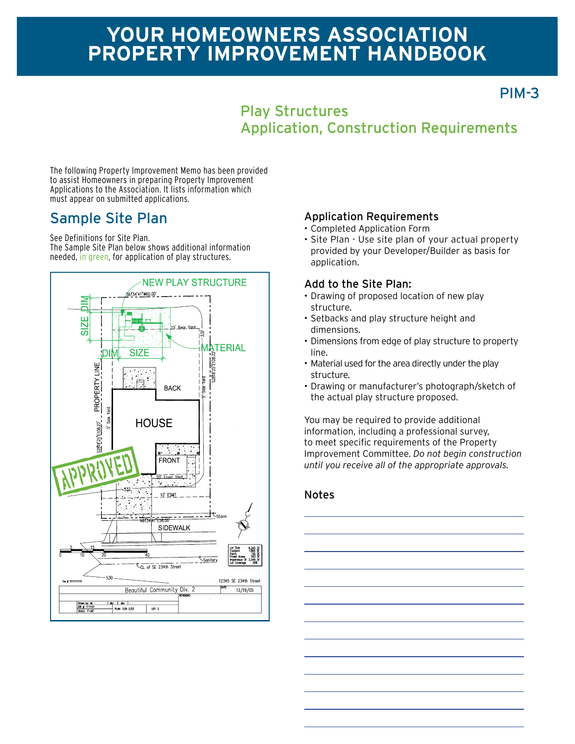# YOUR HOMEOWNERS ASSOCIATION PROPERTY IMPROVEMENT HANDBOOK

PIM-3

## Play Structures
## Application, Construction Requirements

The following Property Improvement Memo has been provided to assist Homeowners in preparing Property Improvement Applications to the Association. It lists information which must appear on submitted applications.

## Sample Site Plan

See Definitions for Site Plan.
The Sample Site Plan below shows additional information needed, in green, for application of play structures.

### Application Requirements

- Completed Application Form
- Site Plan - Use site plan of your actual property provided by your Developer/Builder as basis for application.

### Add to the Site Plan:

- Drawing of proposed location of new play structure.
- Setbacks and play structure height and dimensions.
- Dimensions from edge of play structure to property line.
- Material used for the area directly under the play structure.
- Drawing or manufacturer's photograph/sketch of the actual play structure proposed.

You may be required to provide additional information, including a professional survey, to meet specific requirements of the Property Improvement Committee. *Do not begin construction until you receive all of the appropriate approvals.*

### Notes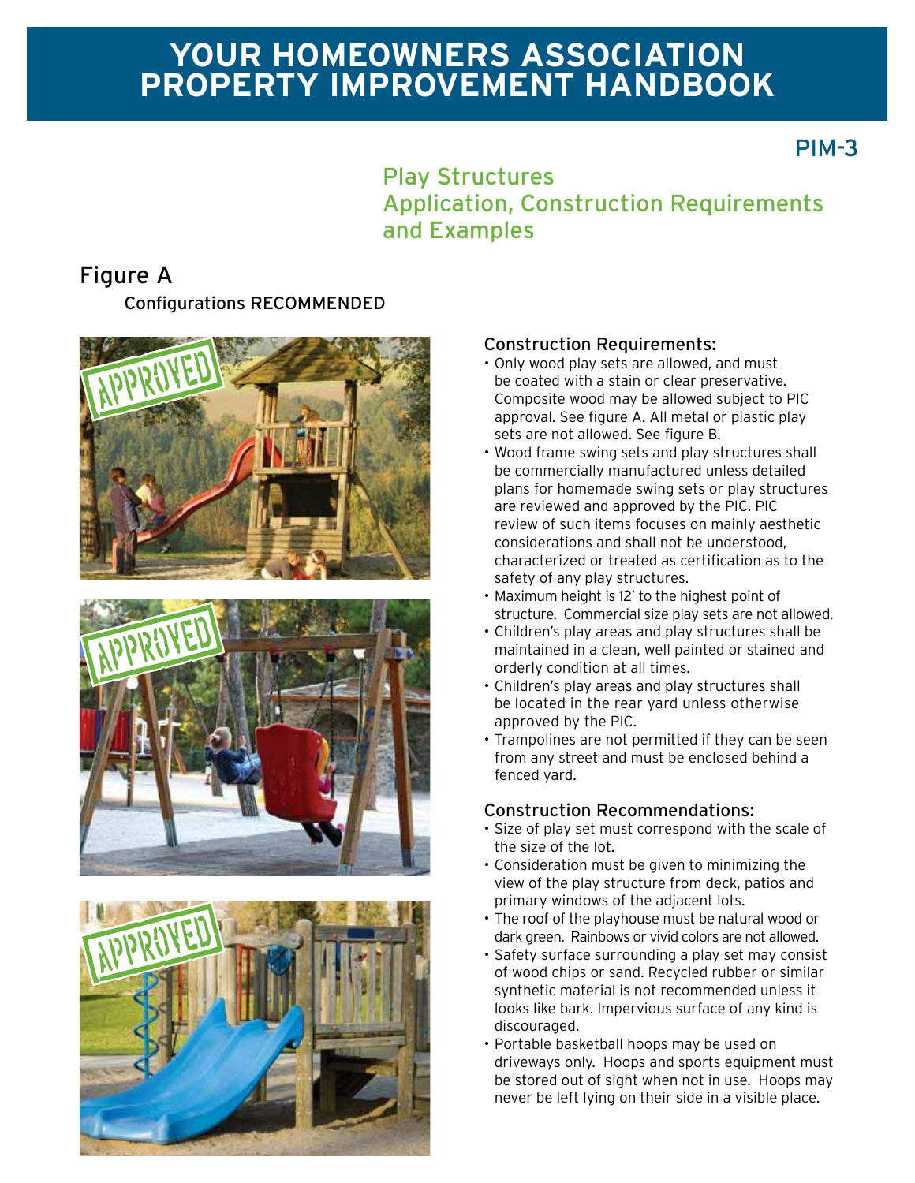# YOUR HOMEOWNERS ASSOCIATION PROPERTY IMPROVEMENT HANDBOOK

PIM-3

## Play Structures Application, Construction Requirements and Examples

## Figure A

Configurations RECOMMENDED

### Construction Requirements:

- Only wood play sets are allowed, and must be coated with a stain or clear preservative. Composite wood may be allowed subject to PIC approval. See figure A. All metal or plastic play sets are not allowed. See figure B.
- Wood frame swing sets and play structures shall be commercially manufactured unless detailed plans for homemade swing sets or play structures are reviewed and approved by the PIC. PIC review of such items focuses on mainly aesthetic considerations and shall not be understood, characterized or treated as certification as to the safety of any play structures.
- Maximum height is 12' to the highest point of structure. Commercial size play sets are not allowed.
- Children's play areas and play structures shall be maintained in a clean, well painted or stained and orderly condition at all times.
- Children's play areas and play structures shall be located in the rear yard unless otherwise approved by the PIC.
- Trampolines are not permitted if they can be seen from any street and must be enclosed behind a fenced yard.

### Construction Recommendations:

- Size of play set must correspond with the scale of the size of the lot.
- Consideration must be given to minimizing the view of the play structure from deck, patios and primary windows of the adjacent lots.
- The roof of the playhouse must be natural wood or dark green. Rainbows or vivid colors are not allowed.
- Safety surface surrounding a play set may consist of wood chips or sand. Recycled rubber or similar synthetic material is not recommended unless it looks like bark. Impervious surface of any kind is discouraged.
- Portable basketball hoops may be used on driveways only. Hoops and sports equipment must be stored out of sight when not in use. Hoops may never be left lying on their side in a visible place.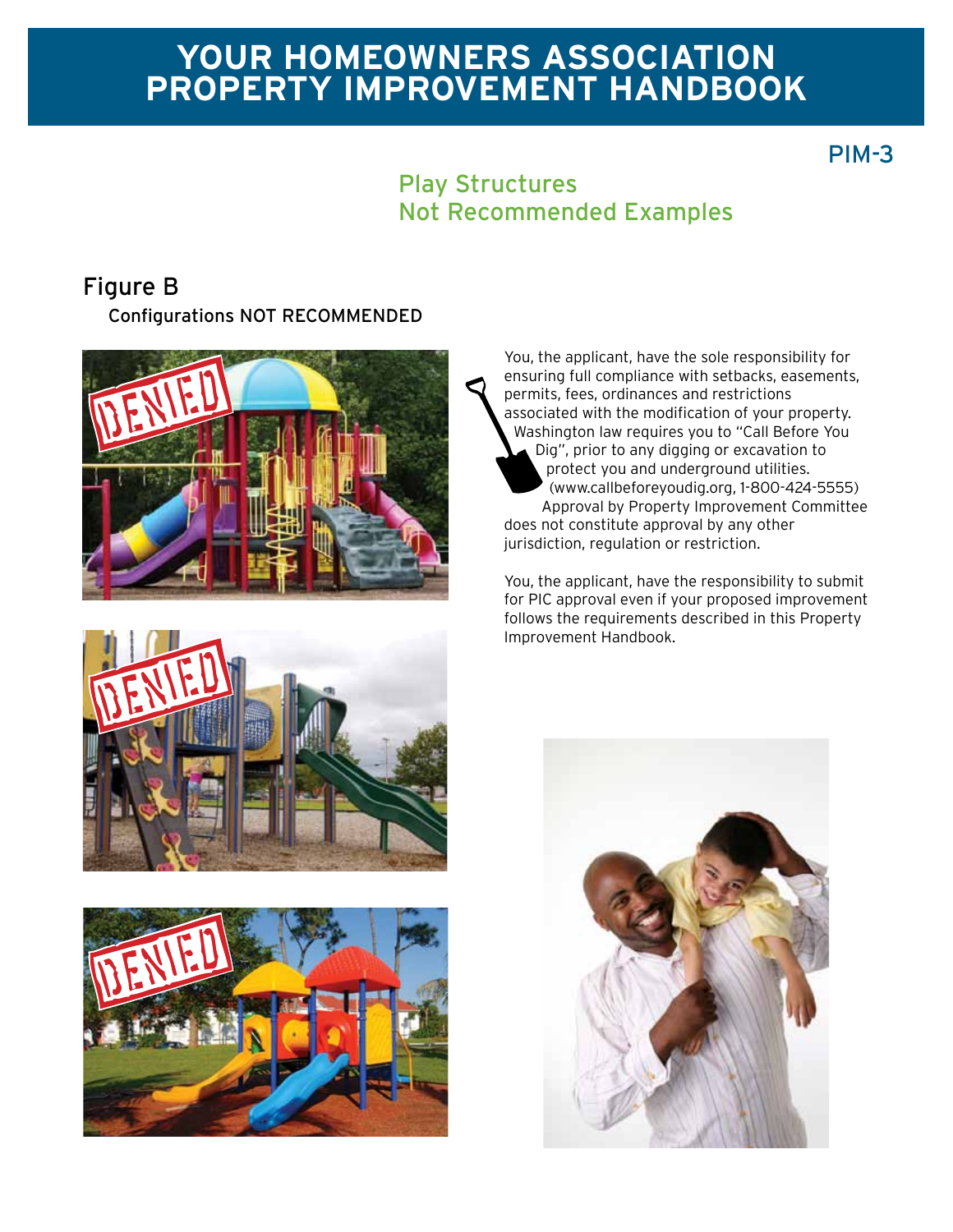# YOUR HOMEOWNERS ASSOCIATION PROPERTY IMPROVEMENT HANDBOOK

PIM-3

## Play Structures
## Not Recommended Examples

### Figure B

Configurations NOT RECOMMENDED

You, the applicant, have the sole responsibility for ensuring full compliance with setbacks, easements, permits, fees, ordinances and restrictions associated with the modification of your property. Washington law requires you to "Call Before You Dig", prior to any digging or excavation to protect you and underground utilities. (www.callbeforeyoudig.org, 1-800-424-5555) Approval by Property Improvement Committee does not constitute approval by any other jurisdiction, regulation or restriction.

You, the applicant, have the responsibility to submit for PIC approval even if your proposed improvement follows the requirements described in this Property Improvement Handbook.